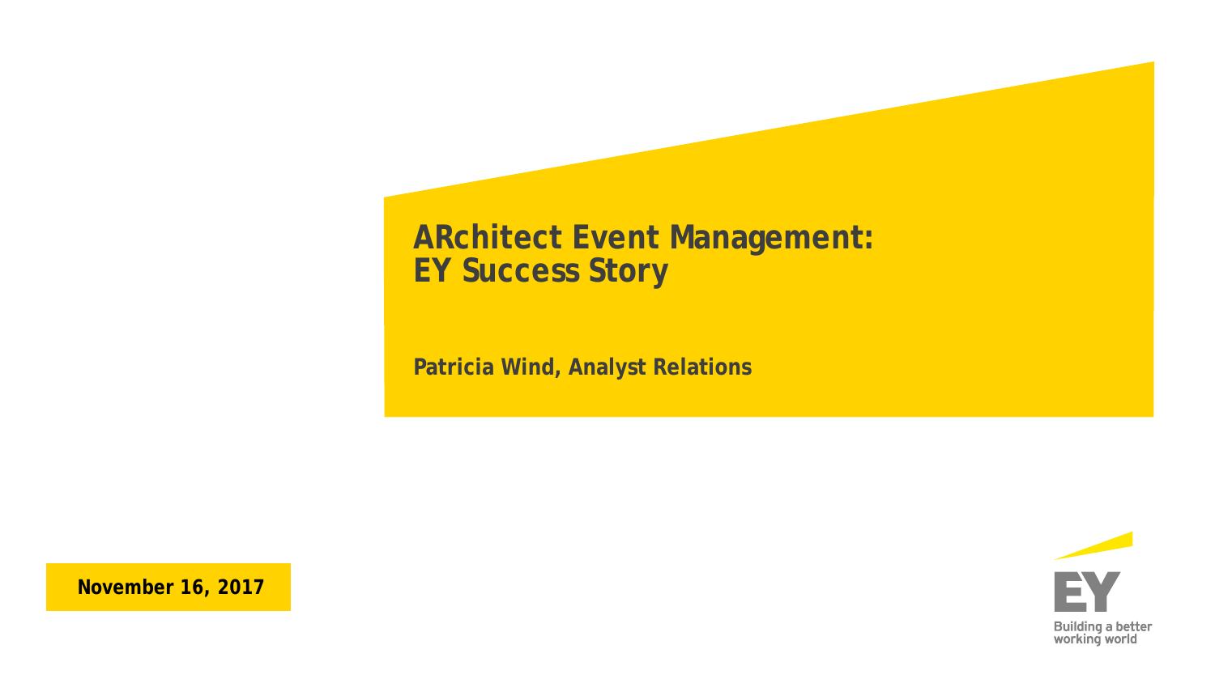# ARchitect Event Management:
# EY Success Story

**Patricia Wind, Analyst Relations**

**November 16, 2017**

Building a better working world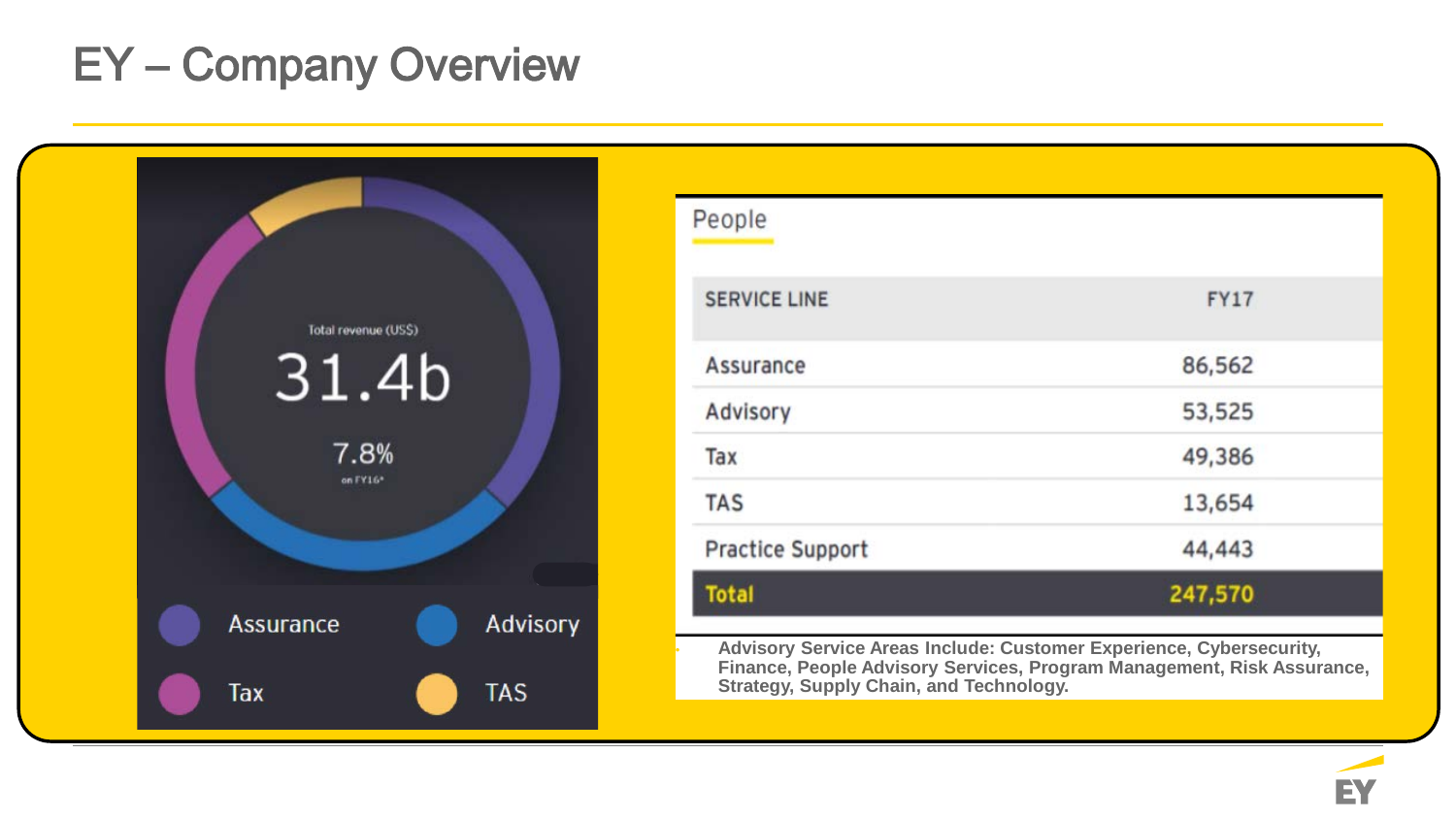# EY – Company Overview

Total revenue (US$)

31.4b

7.8%

on FY16*

- Assurance
- Advisory
- Tax
- TAS

## People

| SERVICE LINE | FY17 |
|---|---|
| Assurance | 86,562 |
| Advisory | 53,525 |
| Tax | 49,386 |
| TAS | 13,654 |
| Practice Support | 44,443 |
| **Total** | **247,570** |

**Advisory Service Areas Include: Customer Experience, Cybersecurity, Finance, People Advisory Services, Program Management, Risk Assurance, Strategy, Supply Chain, and Technology.**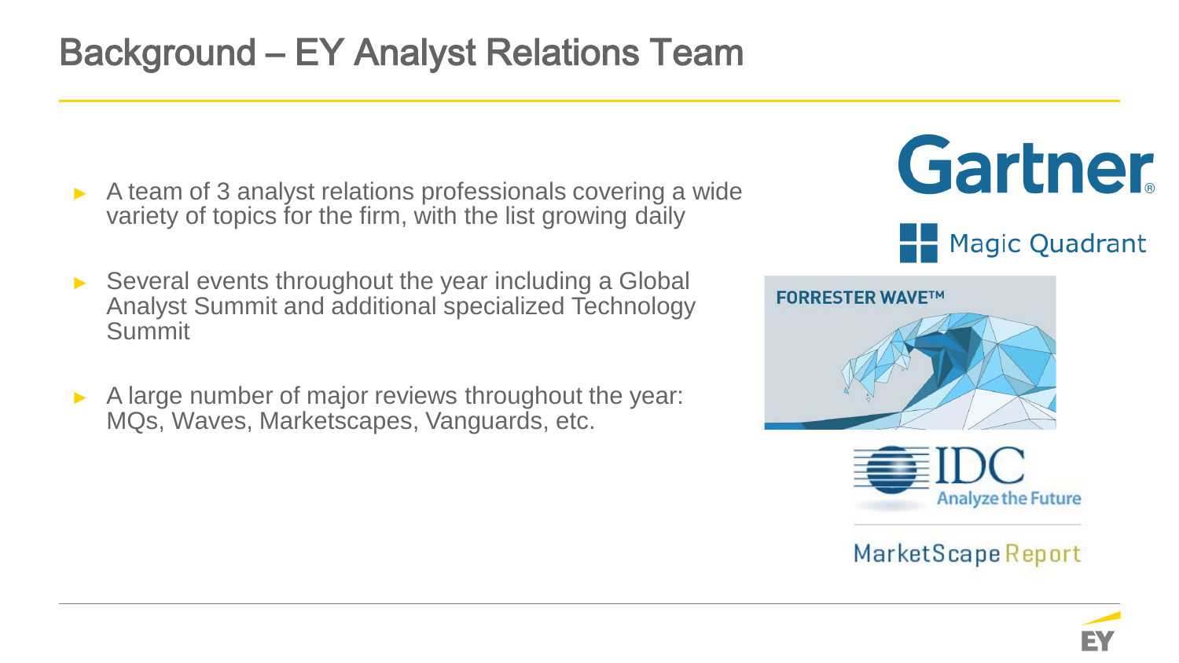# Background – EY Analyst Relations Team

- A team of 3 analyst relations professionals covering a wide variety of topics for the firm, with the list growing daily
- Several events throughout the year including a Global Analyst Summit and additional specialized Technology Summit
- A large number of major reviews throughout the year: MQs, Waves, Marketscapes, Vanguards, etc.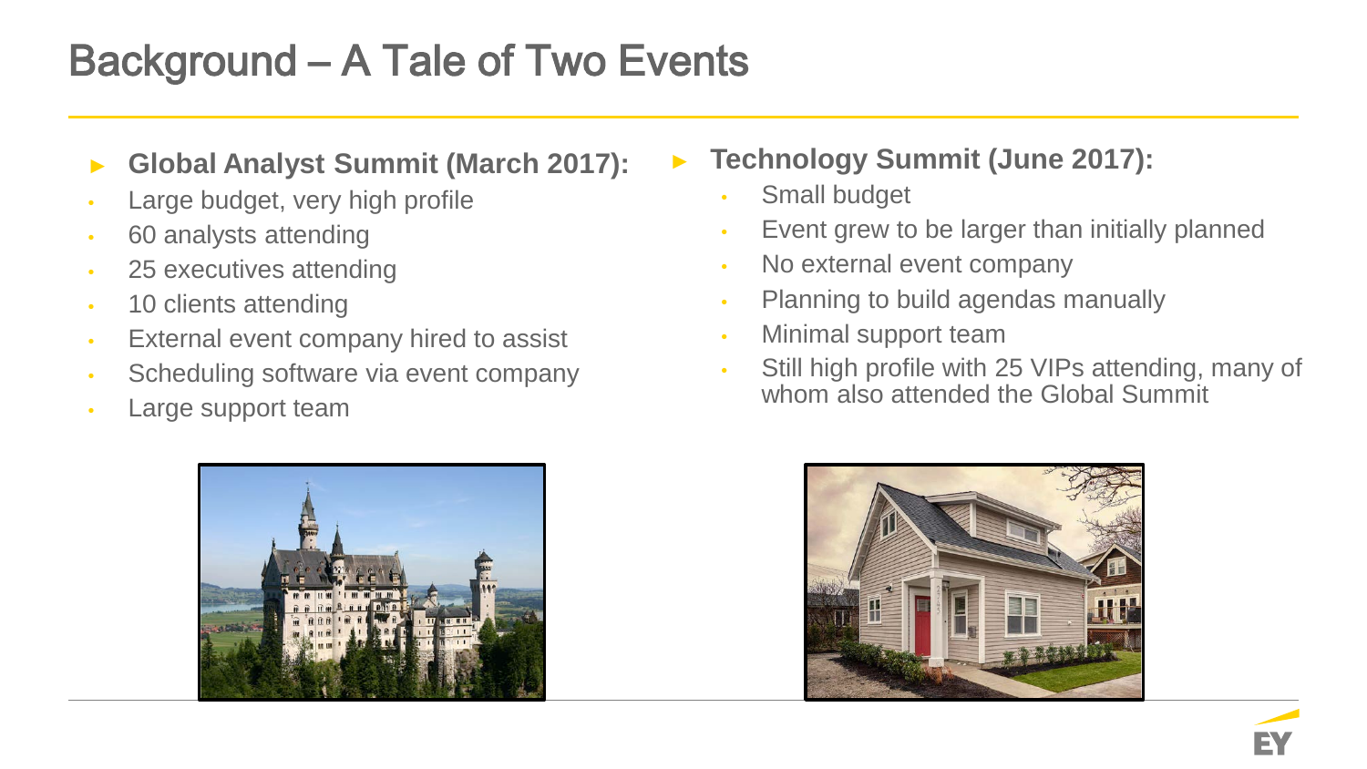# Background – A Tale of Two Events

- **Global Analyst Summit (March 2017):**
  - Large budget, very high profile
  - 60 analysts attending
  - 25 executives attending
  - 10 clients attending
  - External event company hired to assist
  - Scheduling software via event company
  - Large support team

- **Technology Summit (June 2017):**
  - Small budget
  - Event grew to be larger than initially planned
  - No external event company
  - Planning to build agendas manually
  - Minimal support team
  - Still high profile with 25 VIPs attending, many of whom also attended the Global Summit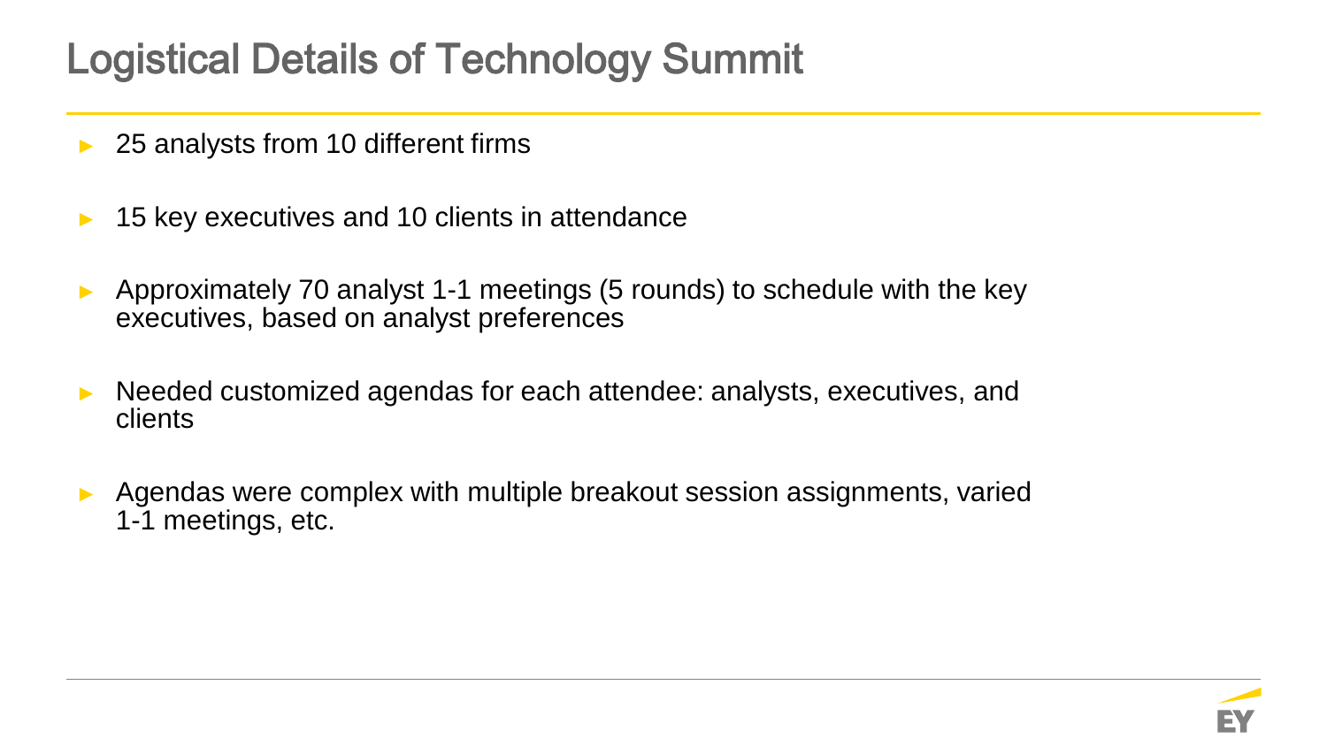# Logistical Details of Technology Summit

- 25 analysts from 10 different firms
- 15 key executives and 10 clients in attendance
- Approximately 70 analyst 1-1 meetings (5 rounds) to schedule with the key executives, based on analyst preferences
- Needed customized agendas for each attendee: analysts, executives, and clients
- Agendas were complex with multiple breakout session assignments, varied 1-1 meetings, etc.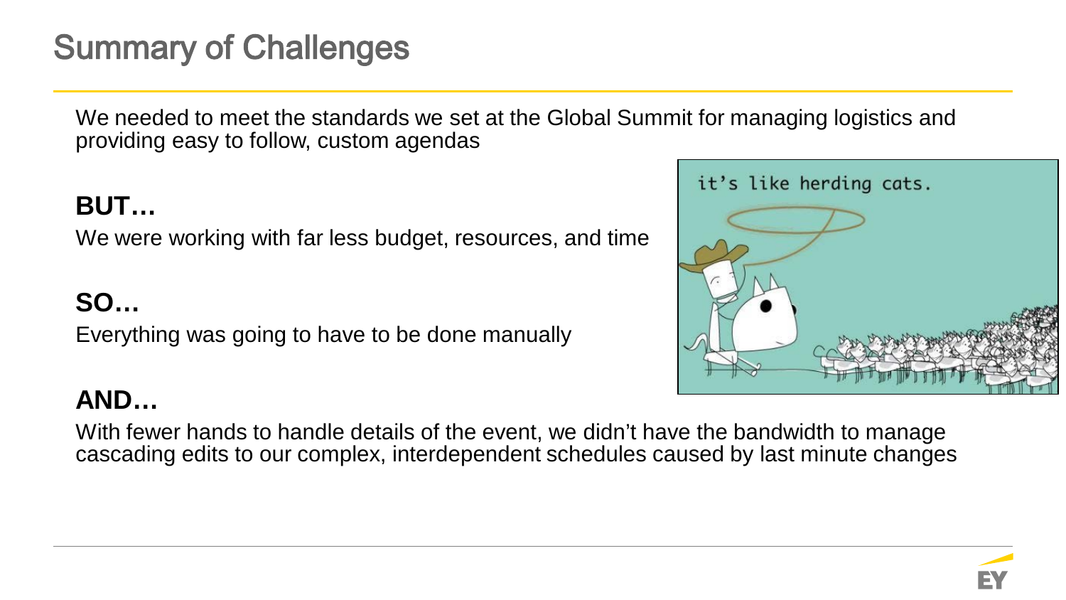# Summary of Challenges

We needed to meet the standards we set at the Global Summit for managing logistics and providing easy to follow, custom agendas

**BUT…**

We were working with far less budget, resources, and time

**SO…**

Everything was going to have to be done manually

**AND…**

With fewer hands to handle details of the event, we didn't have the bandwidth to manage cascading edits to our complex, interdependent schedules caused by last minute changes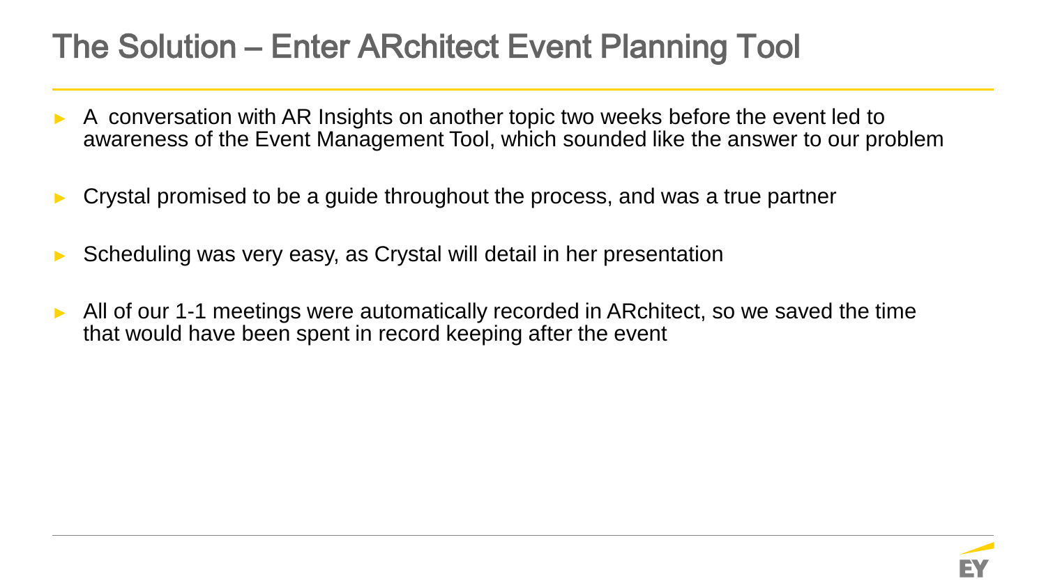# The Solution – Enter ARchitect Event Planning Tool

- A conversation with AR Insights on another topic two weeks before the event led to awareness of the Event Management Tool, which sounded like the answer to our problem
- Crystal promised to be a guide throughout the process, and was a true partner
- Scheduling was very easy, as Crystal will detail in her presentation
- All of our 1-1 meetings were automatically recorded in ARchitect, so we saved the time that would have been spent in record keeping after the event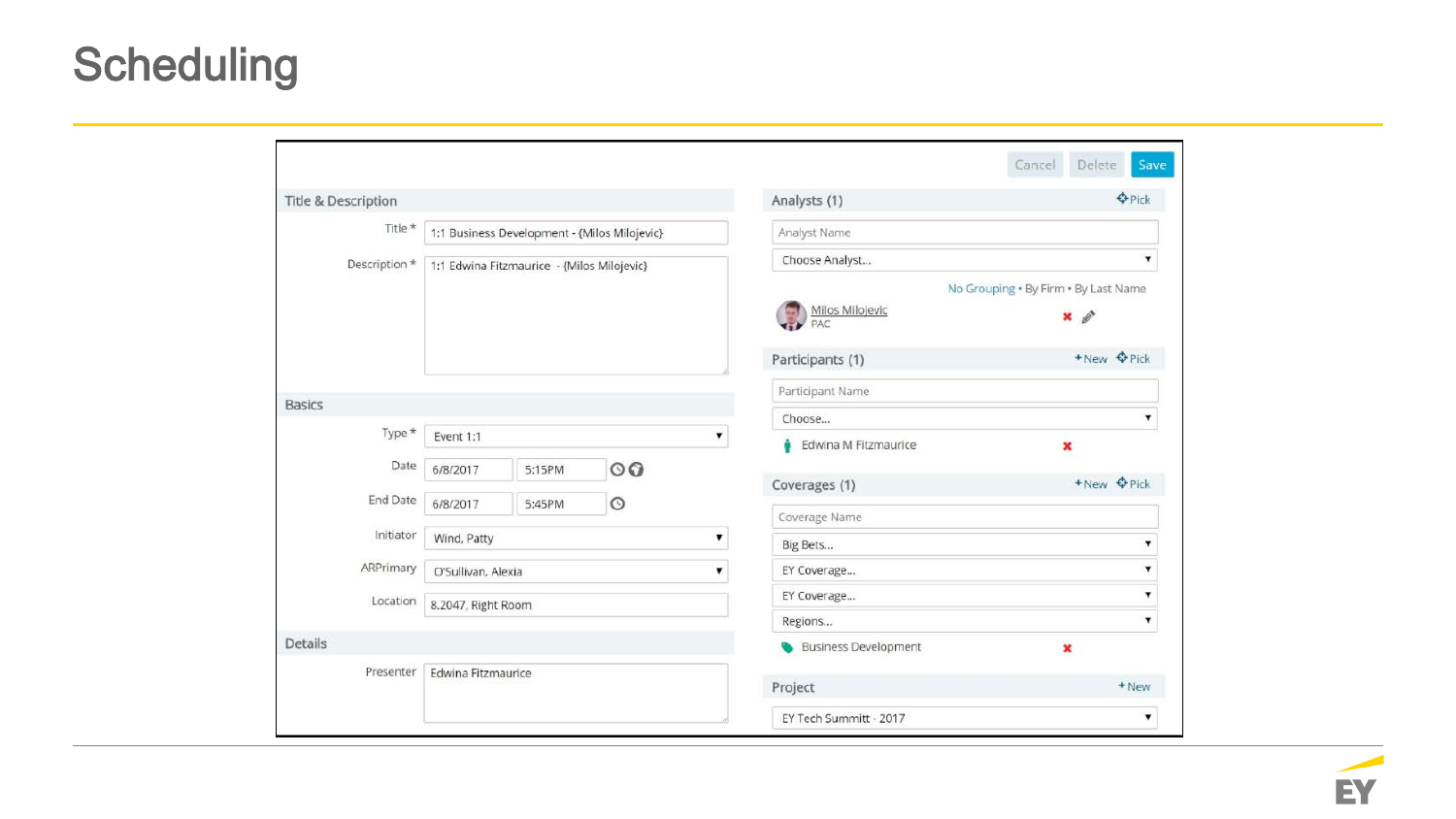# Scheduling

Cancel | Delete | Save

## Title & Description

Title *: 1:1 Business Development - {Milos Milojevic}

Description *: 1:1 Edwina Fitzmaurice - {Milos Milojevic}

## Basics

Type *: Event 1:1

Date: 6/8/2017 5:15PM

End Date: 6/8/2017 5:45PM

Initiator: Wind, Patty

ARPrimary: O'Sullivan, Alexia

Location: 8.2047, Right Room

## Details

Presenter: Edwina Fitzmaurice

## Analysts (1)

Pick

Analyst Name

Choose Analyst...

No Grouping • By Firm • By Last Name

Milos Milojevic
PAC

## Participants (1)

+New Pick

Participant Name

Choose...

Edwina M Fitzmaurice

## Coverages (1)

+New Pick

Coverage Name

Big Bets...

EY Coverage...

EY Coverage...

Regions...

Business Development

## Project

+New

EY Tech Summitt - 2017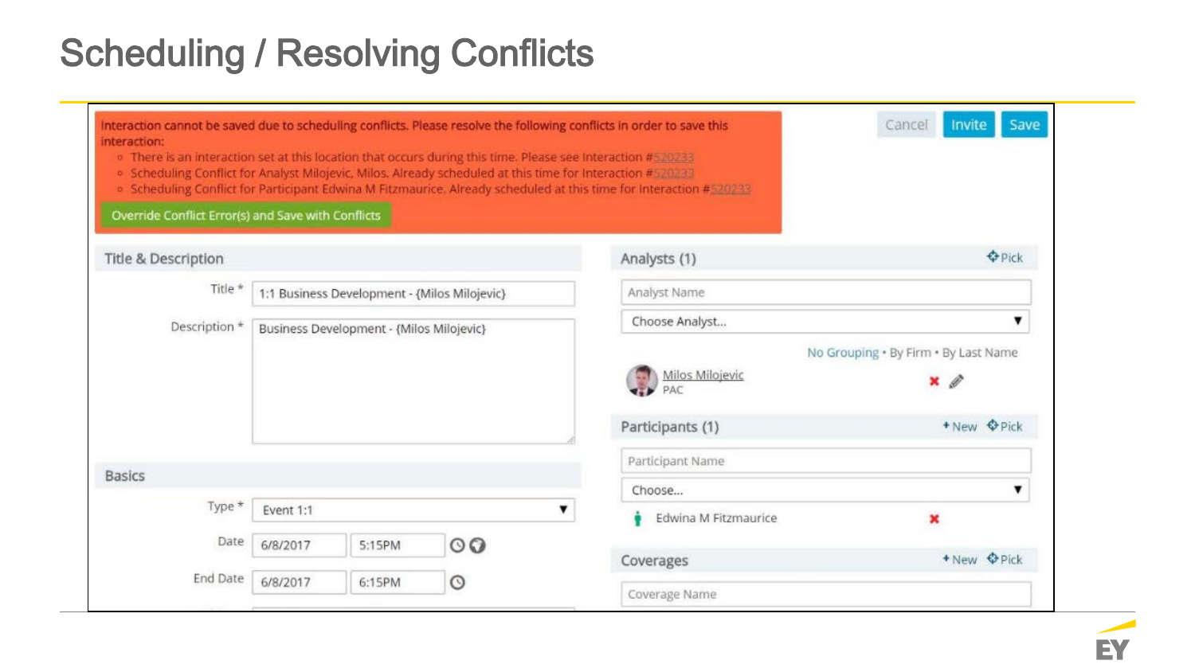# Scheduling / Resolving Conflicts

Interaction cannot be saved due to scheduling conflicts. Please resolve the following conflicts in order to save this interaction:

- There is an interaction set at this location that occurs during this time. Please see Interaction #520233
- Scheduling Conflict for Analyst Milojevic, Milos. Already scheduled at this time for Interaction #520233
- Scheduling Conflict for Participant Edwina M Fitzmaurice. Already scheduled at this time for Interaction #520233

Override Conflict Error(s) and Save with Conflicts

Cancel | Invite | Save

## Title & Description

Title * 1:1 Business Development - {Milos Milojevic}

Description * Business Development - {Milos Milojevic}

## Basics

Type * Event 1:1

Date 6/8/2017 5:15PM

End Date 6/8/2017 6:15PM

## Analysts (1)

Pick

Analyst Name

Choose Analyst...

No Grouping • By Firm • By Last Name

Milos Milojevic
PAC

## Participants (1)

+New Pick

Participant Name

Choose...

Edwina M Fitzmaurice

## Coverages

+New Pick

Coverage Name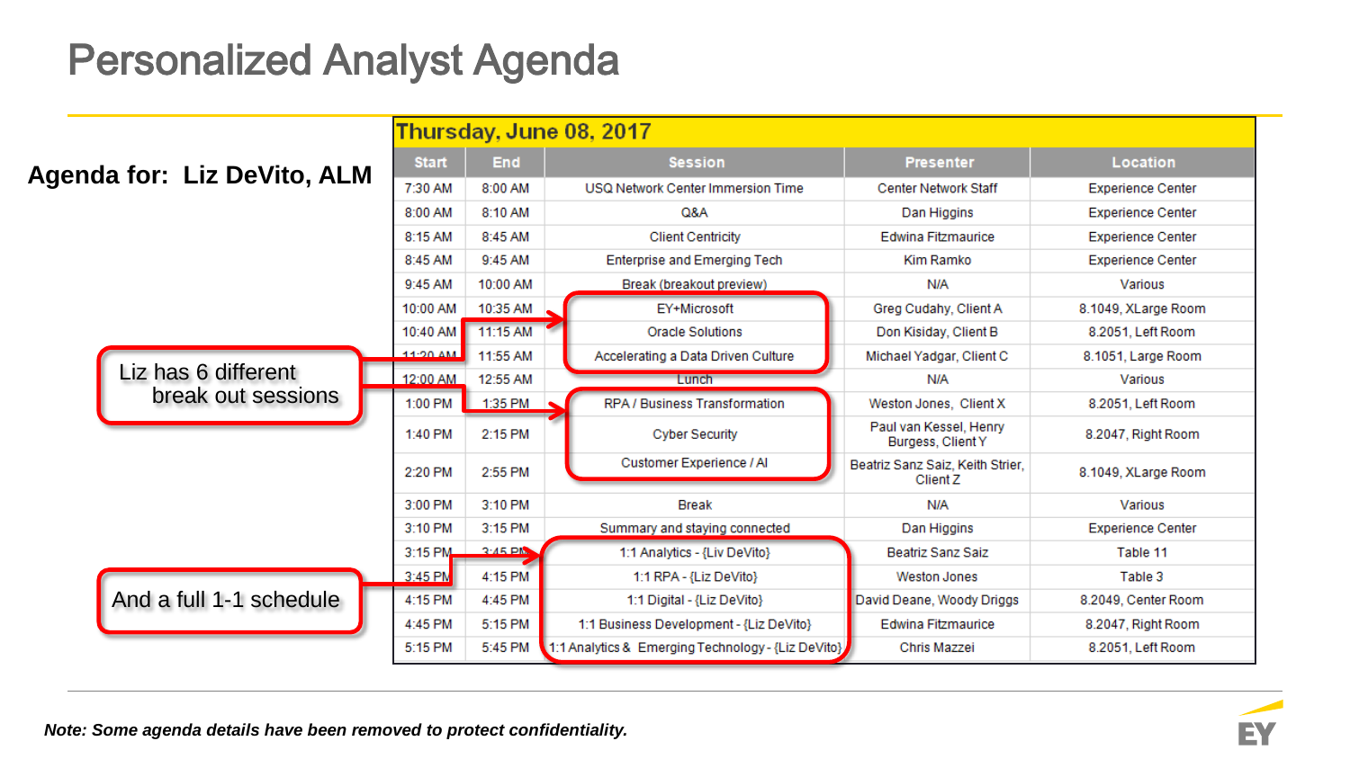# Personalized Analyst Agenda

**Agenda for: Liz DeVito, ALM**

Liz has 6 different break out sessions

And a full 1-1 schedule

| Thursday, June 08, 2017 | | | | |
|---|---|---|---|---|
| **Start** | **End** | **Session** | **Presenter** | **Location** |
| 7:30 AM | 8:00 AM | USQ Network Center Immersion Time | Center Network Staff | Experience Center |
| 8:00 AM | 8:10 AM | Q&A | Dan Higgins | Experience Center |
| 8:15 AM | 8:45 AM | Client Centricity | Edwina Fitzmaurice | Experience Center |
| 8:45 AM | 9:45 AM | Enterprise and Emerging Tech | Kim Ramko | Experience Center |
| 9:45 AM | 10:00 AM | Break (breakout preview) | N/A | Various |
| 10:00 AM | 10:35 AM | EY+Microsoft | Greg Cudahy, Client A | 8.1049, XLarge Room |
| 10:40 AM | 11:15 AM | Oracle Solutions | Don Kisiday, Client B | 8.2051, Left Room |
| 11:20 AM | 11:55 AM | Accelerating a Data Driven Culture | Michael Yadgar, Client C | 8.1051, Large Room |
| 12:00 AM | 12:55 AM | Lunch | N/A | Various |
| 1:00 PM | 1:35 PM | RPA / Business Transformation | Weston Jones, Client X | 8.2051, Left Room |
| 1:40 PM | 2:15 PM | Cyber Security | Paul van Kessel, Henry Burgess, Client Y | 8.2047, Right Room |
| 2:20 PM | 2:55 PM | Customer Experience / AI | Beatriz Sanz Saiz, Keith Strier, Client Z | 8.1049, XLarge Room |
| 3:00 PM | 3:10 PM | Break | N/A | Various |
| 3:10 PM | 3:15 PM | Summary and staying connected | Dan Higgins | Experience Center |
| 3:15 PM | 3:45 PM | 1:1 Analytics - {Liv DeVito} | Beatriz Sanz Saiz | Table 11 |
| 3:45 PM | 4:15 PM | 1:1 RPA - {Liz DeVito} | Weston Jones | Table 3 |
| 4:15 PM | 4:45 PM | 1:1 Digital - {Liz DeVito} | David Deane, Woody Driggs | 8.2049, Center Room |
| 4:45 PM | 5:15 PM | 1:1 Business Development - {Liz DeVito} | Edwina Fitzmaurice | 8.2047, Right Room |
| 5:15 PM | 5:45 PM | 1:1 Analytics & Emerging Technology - {Liz DeVito} | Chris Mazzei | 8.2051, Left Room |

*Note: Some agenda details have been removed to protect confidentiality.*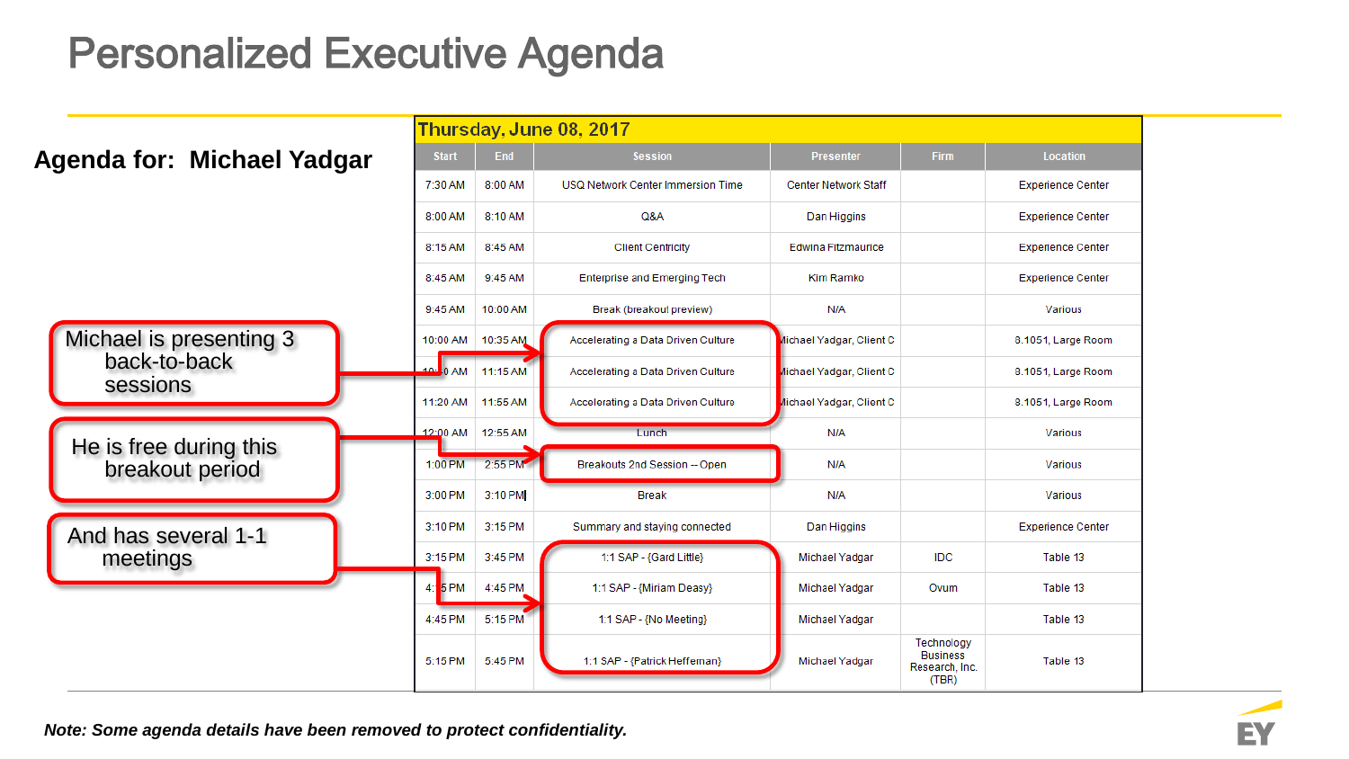# Personalized Executive Agenda

**Agenda for: Michael Yadgar**

| Thursday, June 08, 2017 | | | | | |
|---|---|---|---|---|---|
| **Start** | **End** | **Session** | **Presenter** | **Firm** | **Location** |
| 7:30 AM | 8:00 AM | USQ Network Center Immersion Time | Center Network Staff | | Experience Center |
| 8:00 AM | 8:10 AM | Q&A | Dan Higgins | | Experience Center |
| 8:15 AM | 8:45 AM | Client Centricity | Edwina Fitzmaurice | | Experience Center |
| 8:45 AM | 9:45 AM | Enterprise and Emerging Tech | Kim Ramko | | Experience Center |
| 9:45 AM | 10:00 AM | Break (breakout preview) | N/A | | Various |
| 10:00 AM | 10:35 AM | Accelerating a Data Driven Culture | Michael Yadgar, Client C | | 8.1051, Large Room |
| 10:40 AM | 11:15 AM | Accelerating a Data Driven Culture | Michael Yadgar, Client C | | 8.1051, Large Room |
| 11:20 AM | 11:55 AM | Accelerating a Data Driven Culture | Michael Yadgar, Client C | | 8.1051, Large Room |
| 12:00 AM | 12:55 AM | Lunch | N/A | | Various |
| 1:00 PM | 2:55 PM | Breakouts 2nd Session -- Open | N/A | | Various |
| 3:00 PM | 3:10 PM | Break | N/A | | Various |
| 3:10 PM | 3:15 PM | Summary and staying connected | Dan Higgins | | Experience Center |
| 3:15 PM | 3:45 PM | 1:1 SAP - {Gard Little} | Michael Yadgar | IDC | Table 13 |
| 4:15 PM | 4:45 PM | 1:1 SAP - {Miriam Deasy} | Michael Yadgar | Ovum | Table 13 |
| 4:45 PM | 5:15 PM | 1:1 SAP - {No Meeting} | Michael Yadgar | | Table 13 |
| 5:15 PM | 5:45 PM | 1:1 SAP - {Patrick Heffernan} | Michael Yadgar | Technology Business Research, Inc. (TBR) | Table 13 |

Michael is presenting 3 back-to-back sessions

He is free during this breakout period

And has several 1-1 meetings

*Note: Some agenda details have been removed to protect confidentiality.*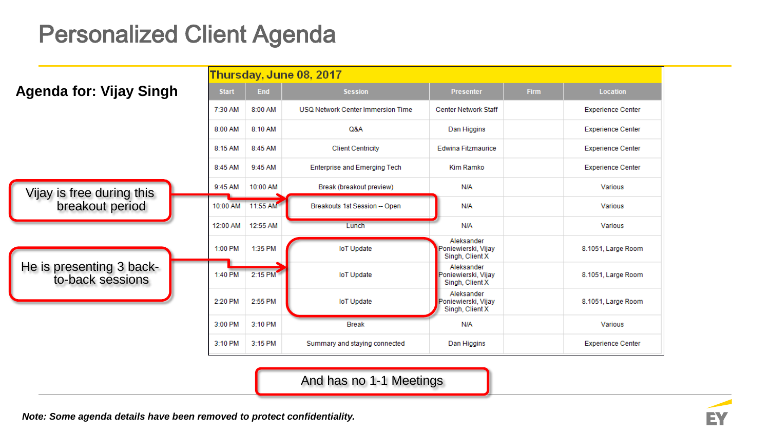# Personalized Client Agenda

**Agenda for: Vijay Singh**

Vijay is free during this breakout period

He is presenting 3 back-to-back sessions

| Thursday, June 08, 2017 | | | | | |
|---|---|---|---|---|---|
| **Start** | **End** | **Session** | **Presenter** | **Firm** | **Location** |
| 7:30 AM | 8:00 AM | USQ Network Center Immersion Time | Center Network Staff | | Experience Center |
| 8:00 AM | 8:10 AM | Q&A | Dan Higgins | | Experience Center |
| 8:15 AM | 8:45 AM | Client Centricity | Edwina Fitzmaurice | | Experience Center |
| 8:45 AM | 9:45 AM | Enterprise and Emerging Tech | Kim Ramko | | Experience Center |
| 9:45 AM | 10:00 AM | Break (breakout preview) | N/A | | Various |
| 10:00 AM | 11:55 AM | Breakouts 1st Session -- Open | N/A | | Various |
| 12:00 AM | 12:55 AM | Lunch | N/A | | Various |
| 1:00 PM | 1:35 PM | IoT Update | Aleksander Poniewierski, Vijay Singh, Client X | | 8.1051, Large Room |
| 1:40 PM | 2:15 PM | IoT Update | Aleksander Poniewierski, Vijay Singh, Client X | | 8.1051, Large Room |
| 2:20 PM | 2:55 PM | IoT Update | Aleksander Poniewierski, Vijay Singh, Client X | | 8.1051, Large Room |
| 3:00 PM | 3:10 PM | Break | N/A | | Various |
| 3:10 PM | 3:15 PM | Summary and staying connected | Dan Higgins | | Experience Center |

And has no 1-1 Meetings

***Note: Some agenda details have been removed to protect confidentiality.***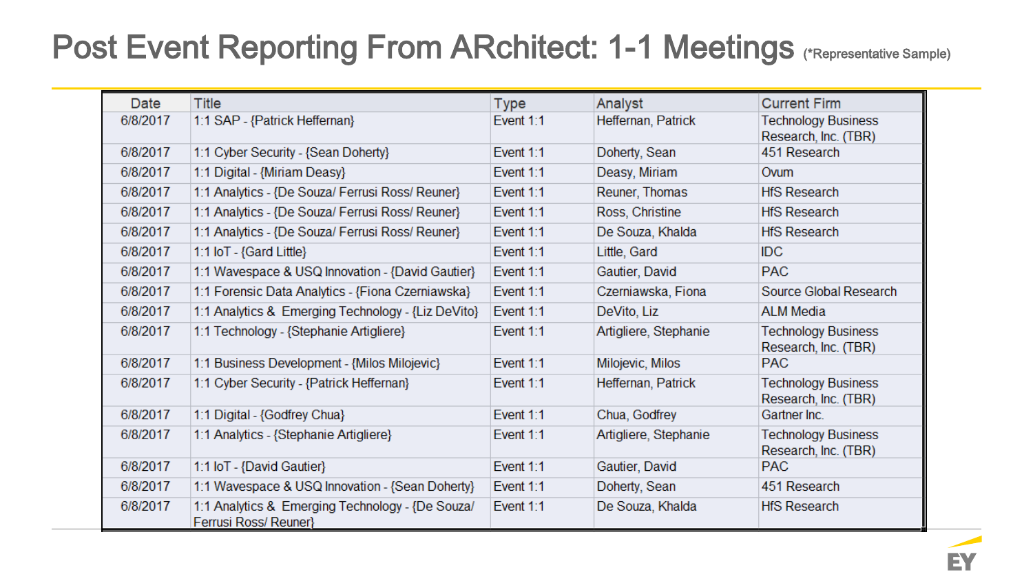# Post Event Reporting From ARchitect: 1-1 Meetings (*Representative Sample)

| Date | Title | Type | Analyst | Current Firm |
|---|---|---|---|---|
| 6/8/2017 | 1:1 SAP - {Patrick Heffernan} | Event 1:1 | Heffernan, Patrick | Technology Business Research, Inc. (TBR) |
| 6/8/2017 | 1:1 Cyber Security - {Sean Doherty} | Event 1:1 | Doherty, Sean | 451 Research |
| 6/8/2017 | 1:1 Digital - {Miriam Deasy} | Event 1:1 | Deasy, Miriam | Ovum |
| 6/8/2017 | 1:1 Analytics - {De Souza/ Ferrusi Ross/ Reuner} | Event 1:1 | Reuner, Thomas | HfS Research |
| 6/8/2017 | 1:1 Analytics - {De Souza/ Ferrusi Ross/ Reuner} | Event 1:1 | Ross, Christine | HfS Research |
| 6/8/2017 | 1:1 Analytics - {De Souza/ Ferrusi Ross/ Reuner} | Event 1:1 | De Souza, Khalda | HfS Research |
| 6/8/2017 | 1:1 IoT - {Gard Little} | Event 1:1 | Little, Gard | IDC |
| 6/8/2017 | 1:1 Wavespace & USQ Innovation - {David Gautier} | Event 1:1 | Gautier, David | PAC |
| 6/8/2017 | 1:1 Forensic Data Analytics - {Fiona Czerniawska} | Event 1:1 | Czerniawska, Fiona | Source Global Research |
| 6/8/2017 | 1:1 Analytics & Emerging Technology - {Liz DeVito} | Event 1:1 | DeVito, Liz | ALM Media |
| 6/8/2017 | 1:1 Technology - {Stephanie Artigliere} | Event 1:1 | Artigliere, Stephanie | Technology Business Research, Inc. (TBR) |
| 6/8/2017 | 1:1 Business Development - {Milos Milojevic} | Event 1:1 | Milojevic, Milos | PAC |
| 6/8/2017 | 1:1 Cyber Security - {Patrick Heffernan} | Event 1:1 | Heffernan, Patrick | Technology Business Research, Inc. (TBR) |
| 6/8/2017 | 1:1 Digital - {Godfrey Chua} | Event 1:1 | Chua, Godfrey | Gartner Inc. |
| 6/8/2017 | 1:1 Analytics - {Stephanie Artigliere} | Event 1:1 | Artigliere, Stephanie | Technology Business Research, Inc. (TBR) |
| 6/8/2017 | 1:1 IoT - {David Gautier} | Event 1:1 | Gautier, David | PAC |
| 6/8/2017 | 1:1 Wavespace & USQ Innovation - {Sean Doherty} | Event 1:1 | Doherty, Sean | 451 Research |
| 6/8/2017 | 1:1 Analytics & Emerging Technology - {De Souza/ Ferrusi Ross/ Reuner} | Event 1:1 | De Souza, Khalda | HfS Research |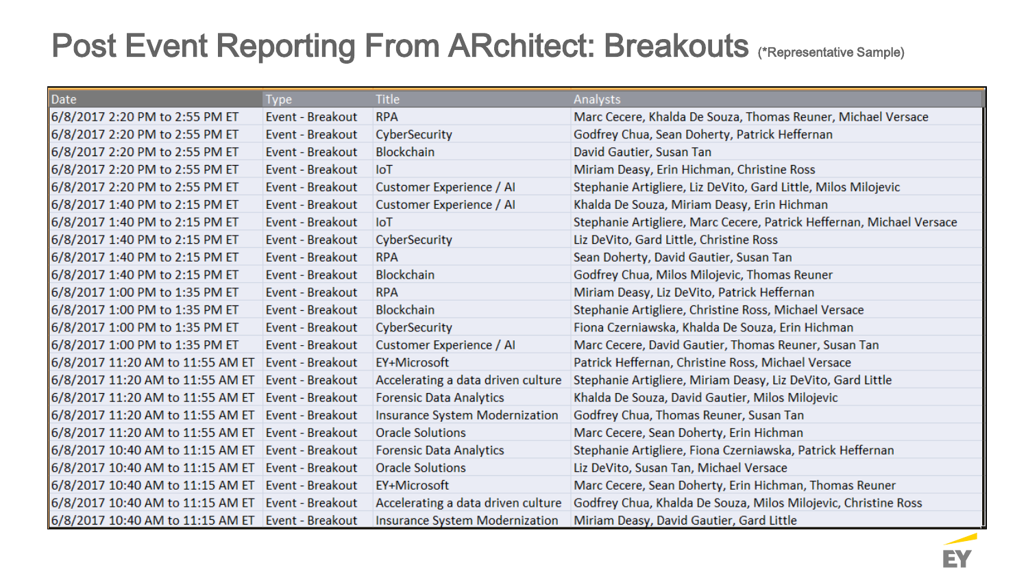# Post Event Reporting From ARchitect: Breakouts (*Representative Sample)

| Date | Type | Title | Analysts |
|---|---|---|---|
| 6/8/2017 2:20 PM to 2:55 PM ET | Event - Breakout | RPA | Marc Cecere, Khalda De Souza, Thomas Reuner, Michael Versace |
| 6/8/2017 2:20 PM to 2:55 PM ET | Event - Breakout | CyberSecurity | Godfrey Chua, Sean Doherty, Patrick Heffernan |
| 6/8/2017 2:20 PM to 2:55 PM ET | Event - Breakout | Blockchain | David Gautier, Susan Tan |
| 6/8/2017 2:20 PM to 2:55 PM ET | Event - Breakout | IoT | Miriam Deasy, Erin Hichman, Christine Ross |
| 6/8/2017 2:20 PM to 2:55 PM ET | Event - Breakout | Customer Experience / AI | Stephanie Artigliere, Liz DeVito, Gard Little, Milos Milojevic |
| 6/8/2017 1:40 PM to 2:15 PM ET | Event - Breakout | Customer Experience / AI | Khalda De Souza, Miriam Deasy, Erin Hichman |
| 6/8/2017 1:40 PM to 2:15 PM ET | Event - Breakout | IoT | Stephanie Artigliere, Marc Cecere, Patrick Heffernan, Michael Versace |
| 6/8/2017 1:40 PM to 2:15 PM ET | Event - Breakout | CyberSecurity | Liz DeVito, Gard Little, Christine Ross |
| 6/8/2017 1:40 PM to 2:15 PM ET | Event - Breakout | RPA | Sean Doherty, David Gautier, Susan Tan |
| 6/8/2017 1:40 PM to 2:15 PM ET | Event - Breakout | Blockchain | Godfrey Chua, Milos Milojevic, Thomas Reuner |
| 6/8/2017 1:00 PM to 1:35 PM ET | Event - Breakout | RPA | Miriam Deasy, Liz DeVito, Patrick Heffernan |
| 6/8/2017 1:00 PM to 1:35 PM ET | Event - Breakout | Blockchain | Stephanie Artigliere, Christine Ross, Michael Versace |
| 6/8/2017 1:00 PM to 1:35 PM ET | Event - Breakout | CyberSecurity | Fiona Czerniawska, Khalda De Souza, Erin Hichman |
| 6/8/2017 1:00 PM to 1:35 PM ET | Event - Breakout | Customer Experience / AI | Marc Cecere, David Gautier, Thomas Reuner, Susan Tan |
| 6/8/2017 11:20 AM to 11:55 AM ET | Event - Breakout | EY+Microsoft | Patrick Heffernan, Christine Ross, Michael Versace |
| 6/8/2017 11:20 AM to 11:55 AM ET | Event - Breakout | Accelerating a data driven culture | Stephanie Artigliere, Miriam Deasy, Liz DeVito, Gard Little |
| 6/8/2017 11:20 AM to 11:55 AM ET | Event - Breakout | Forensic Data Analytics | Khalda De Souza, David Gautier, Milos Milojevic |
| 6/8/2017 11:20 AM to 11:55 AM ET | Event - Breakout | Insurance System Modernization | Godfrey Chua, Thomas Reuner, Susan Tan |
| 6/8/2017 11:20 AM to 11:55 AM ET | Event - Breakout | Oracle Solutions | Marc Cecere, Sean Doherty, Erin Hichman |
| 6/8/2017 10:40 AM to 11:15 AM ET | Event - Breakout | Forensic Data Analytics | Stephanie Artigliere, Fiona Czerniawska, Patrick Heffernan |
| 6/8/2017 10:40 AM to 11:15 AM ET | Event - Breakout | Oracle Solutions | Liz DeVito, Susan Tan, Michael Versace |
| 6/8/2017 10:40 AM to 11:15 AM ET | Event - Breakout | EY+Microsoft | Marc Cecere, Sean Doherty, Erin Hichman, Thomas Reuner |
| 6/8/2017 10:40 AM to 11:15 AM ET | Event - Breakout | Accelerating a data driven culture | Godfrey Chua, Khalda De Souza, Milos Milojevic, Christine Ross |
| 6/8/2017 10:40 AM to 11:15 AM ET | Event - Breakout | Insurance System Modernization | Miriam Deasy, David Gautier, Gard Little |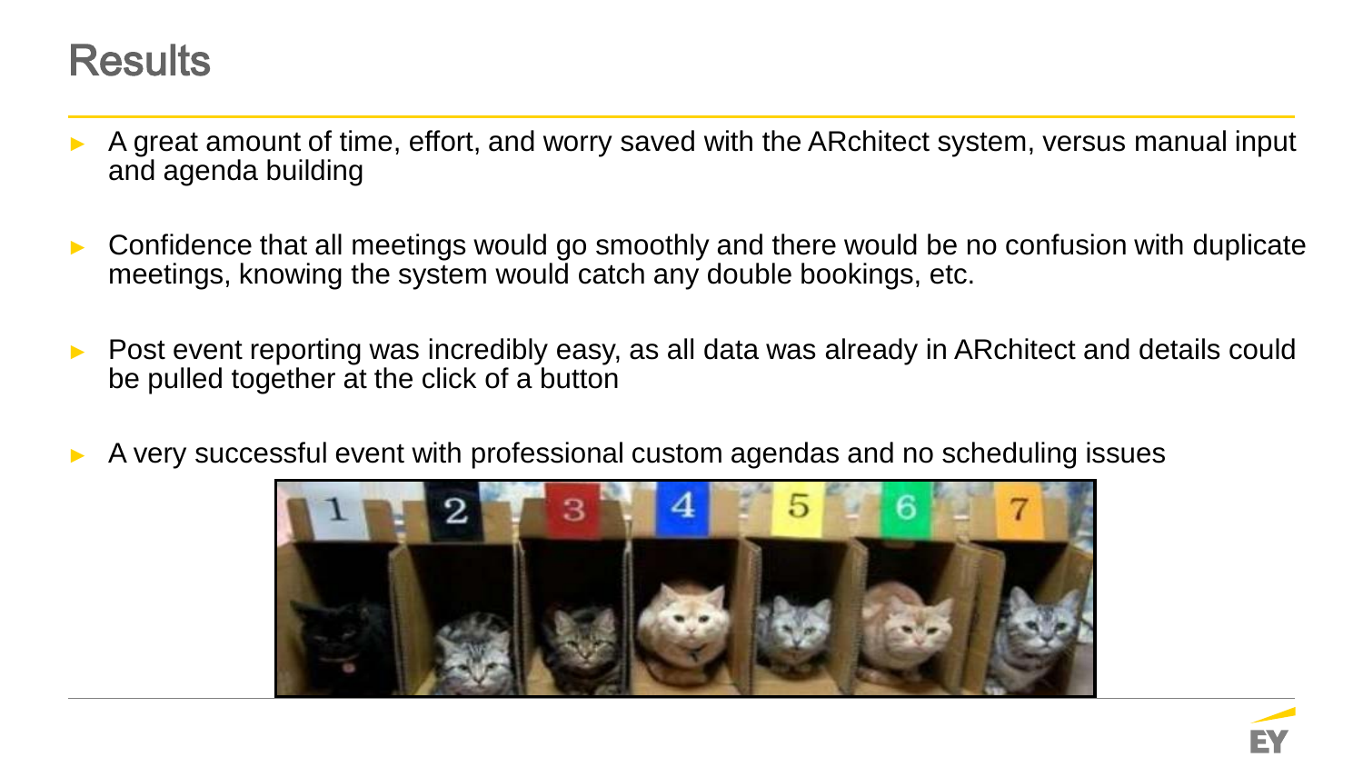# Results

- A great amount of time, effort, and worry saved with the ARchitect system, versus manual input and agenda building
- Confidence that all meetings would go smoothly and there would be no confusion with duplicate meetings, knowing the system would catch any double bookings, etc.
- Post event reporting was incredibly easy, as all data was already in ARchitect and details could be pulled together at the click of a button
- A very successful event with professional custom agendas and no scheduling issues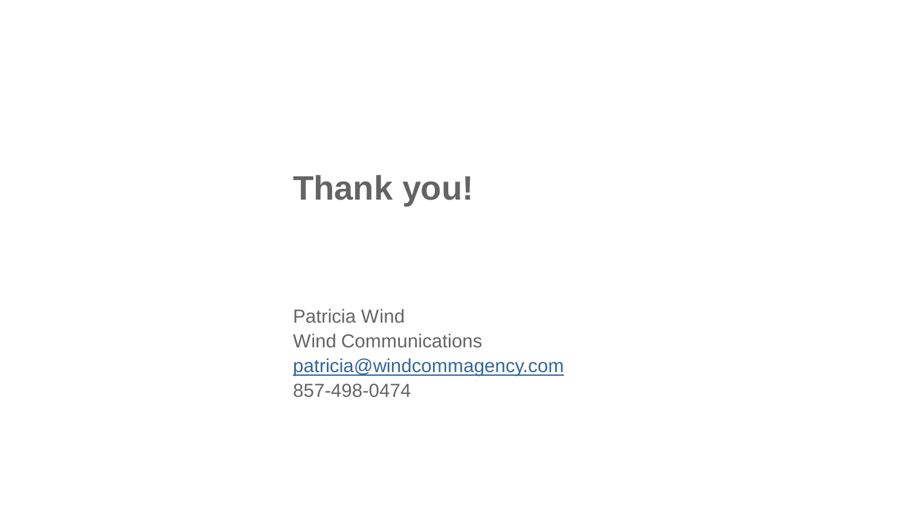# Thank you!

Patricia Wind
Wind Communications
[patricia@windcommagency.com](mailto:patricia@windcommagency.com)
857-498-0474